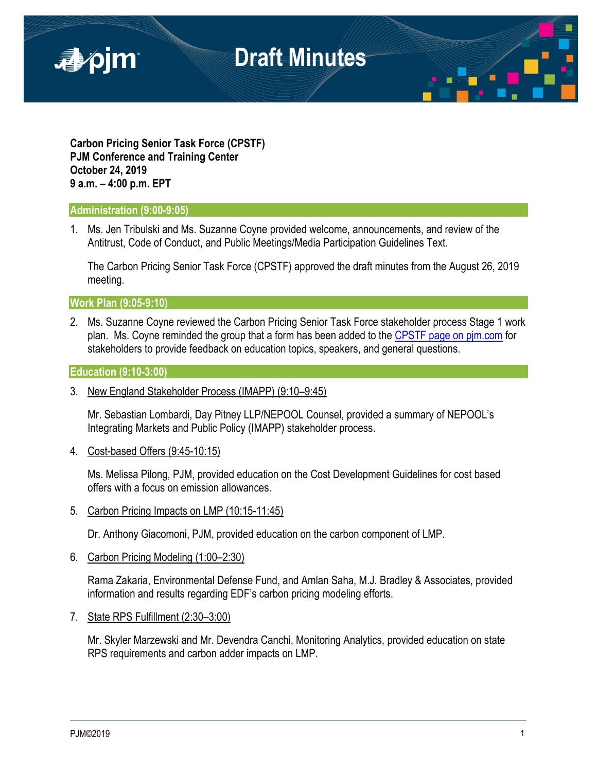# Draft Minutes

**Carbon Pricing Senior Task Force (CPSTF)**
**PJM Conference and Training Center**
**October 24, 2019**
**9 a.m. – 4:00 p.m. EPT**

## Administration (9:00-9:05)

1. Ms. Jen Tribulski and Ms. Suzanne Coyne provided welcome, announcements, and review of the Antitrust, Code of Conduct, and Public Meetings/Media Participation Guidelines Text.

   The Carbon Pricing Senior Task Force (CPSTF) approved the draft minutes from the August 26, 2019 meeting.

## Work Plan (9:05-9:10)

2. Ms. Suzanne Coyne reviewed the Carbon Pricing Senior Task Force stakeholder process Stage 1 work plan. Ms. Coyne reminded the group that a form has been added to the CPSTF page on pjm.com for stakeholders to provide feedback on education topics, speakers, and general questions.

## Education (9:10-3:00)

3. New England Stakeholder Process (IMAPP) (9:10–9:45)

   Mr. Sebastian Lombardi, Day Pitney LLP/NEPOOL Counsel, provided a summary of NEPOOL's Integrating Markets and Public Policy (IMAPP) stakeholder process.

4. Cost-based Offers (9:45-10:15)

   Ms. Melissa Pilong, PJM, provided education on the Cost Development Guidelines for cost based offers with a focus on emission allowances.

5. Carbon Pricing Impacts on LMP (10:15-11:45)

   Dr. Anthony Giacomoni, PJM, provided education on the carbon component of LMP.

6. Carbon Pricing Modeling (1:00–2:30)

   Rama Zakaria, Environmental Defense Fund, and Amlan Saha, M.J. Bradley & Associates, provided information and results regarding EDF's carbon pricing modeling efforts.

7. State RPS Fulfillment (2:30–3:00)

   Mr. Skyler Marzewski and Mr. Devendra Canchi, Monitoring Analytics, provided education on state RPS requirements and carbon adder impacts on LMP.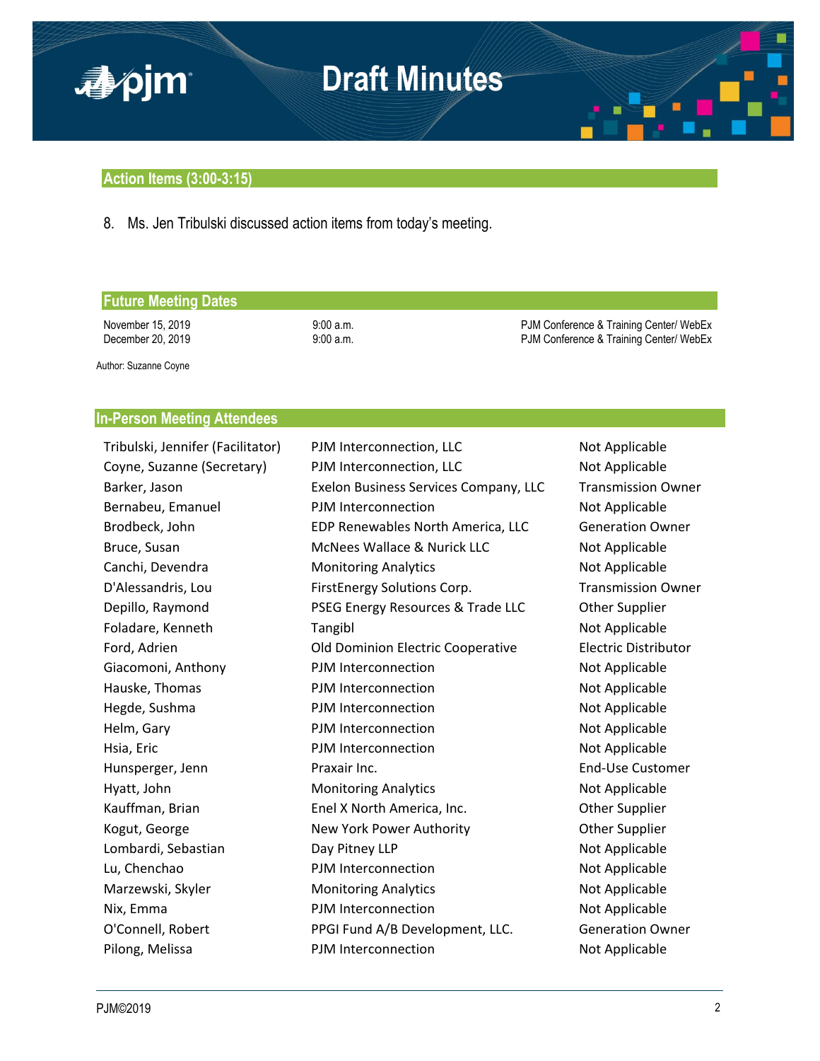## Action Items (3:00-3:15)

8. Ms. Jen Tribulski discussed action items from today's meeting.

## Future Meeting Dates

| | | |
|---|---|---|
| November 15, 2019 | 9:00 a.m. | PJM Conference & Training Center/ WebEx |
| December 20, 2019 | 9:00 a.m. | PJM Conference & Training Center/ WebEx |

Author: Suzanne Coyne

## In-Person Meeting Attendees

| | | |
|---|---|---|
| Tribulski, Jennifer (Facilitator) | PJM Interconnection, LLC | Not Applicable |
| Coyne, Suzanne (Secretary) | PJM Interconnection, LLC | Not Applicable |
| Barker, Jason | Exelon Business Services Company, LLC | Transmission Owner |
| Bernabeu, Emanuel | PJM Interconnection | Not Applicable |
| Brodbeck, John | EDP Renewables North America, LLC | Generation Owner |
| Bruce, Susan | McNees Wallace & Nurick LLC | Not Applicable |
| Canchi, Devendra | Monitoring Analytics | Not Applicable |
| D'Alessandris, Lou | FirstEnergy Solutions Corp. | Transmission Owner |
| Depillo, Raymond | PSEG Energy Resources & Trade LLC | Other Supplier |
| Foladare, Kenneth | Tangibl | Not Applicable |
| Ford, Adrien | Old Dominion Electric Cooperative | Electric Distributor |
| Giacomoni, Anthony | PJM Interconnection | Not Applicable |
| Hauske, Thomas | PJM Interconnection | Not Applicable |
| Hegde, Sushma | PJM Interconnection | Not Applicable |
| Helm, Gary | PJM Interconnection | Not Applicable |
| Hsia, Eric | PJM Interconnection | Not Applicable |
| Hunsperger, Jenn | Praxair Inc. | End-Use Customer |
| Hyatt, John | Monitoring Analytics | Not Applicable |
| Kauffman, Brian | Enel X North America, Inc. | Other Supplier |
| Kogut, George | New York Power Authority | Other Supplier |
| Lombardi, Sebastian | Day Pitney LLP | Not Applicable |
| Lu, Chenchao | PJM Interconnection | Not Applicable |
| Marzewski, Skyler | Monitoring Analytics | Not Applicable |
| Nix, Emma | PJM Interconnection | Not Applicable |
| O'Connell, Robert | PPGI Fund A/B Development, LLC. | Generation Owner |
| Pilong, Melissa | PJM Interconnection | Not Applicable |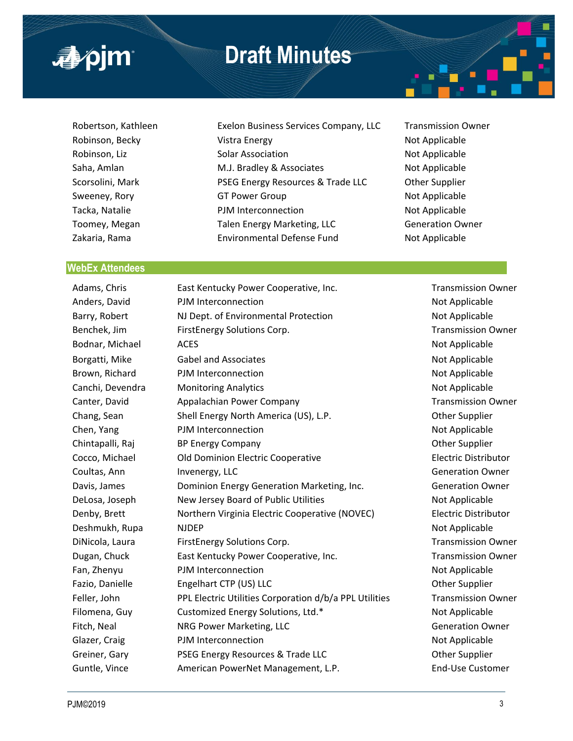| | | |
|---|---|---|
| Robertson, Kathleen | Exelon Business Services Company, LLC | Transmission Owner |
| Robinson, Becky | Vistra Energy | Not Applicable |
| Robinson, Liz | Solar Association | Not Applicable |
| Saha, Amlan | M.J. Bradley & Associates | Not Applicable |
| Scorsolini, Mark | PSEG Energy Resources & Trade LLC | Other Supplier |
| Sweeney, Rory | GT Power Group | Not Applicable |
| Tacka, Natalie | PJM Interconnection | Not Applicable |
| Toomey, Megan | Talen Energy Marketing, LLC | Generation Owner |
| Zakaria, Rama | Environmental Defense Fund | Not Applicable |

## WebEx Attendees

| | | |
|---|---|---|
| Adams, Chris | East Kentucky Power Cooperative, Inc. | Transmission Owner |
| Anders, David | PJM Interconnection | Not Applicable |
| Barry, Robert | NJ Dept. of Environmental Protection | Not Applicable |
| Benchek, Jim | FirstEnergy Solutions Corp. | Transmission Owner |
| Bodnar, Michael | ACES | Not Applicable |
| Borgatti, Mike | Gabel and Associates | Not Applicable |
| Brown, Richard | PJM Interconnection | Not Applicable |
| Canchi, Devendra | Monitoring Analytics | Not Applicable |
| Canter, David | Appalachian Power Company | Transmission Owner |
| Chang, Sean | Shell Energy North America (US), L.P. | Other Supplier |
| Chen, Yang | PJM Interconnection | Not Applicable |
| Chintapalli, Raj | BP Energy Company | Other Supplier |
| Cocco, Michael | Old Dominion Electric Cooperative | Electric Distributor |
| Coultas, Ann | Invenergy, LLC | Generation Owner |
| Davis, James | Dominion Energy Generation Marketing, Inc. | Generation Owner |
| DeLosa, Joseph | New Jersey Board of Public Utilities | Not Applicable |
| Denby, Brett | Northern Virginia Electric Cooperative (NOVEC) | Electric Distributor |
| Deshmukh, Rupa | NJDEP | Not Applicable |
| DiNicola, Laura | FirstEnergy Solutions Corp. | Transmission Owner |
| Dugan, Chuck | East Kentucky Power Cooperative, Inc. | Transmission Owner |
| Fan, Zhenyu | PJM Interconnection | Not Applicable |
| Fazio, Danielle | Engelhart CTP (US) LLC | Other Supplier |
| Feller, John | PPL Electric Utilities Corporation d/b/a PPL Utilities | Transmission Owner |
| Filomena, Guy | Customized Energy Solutions, Ltd.* | Not Applicable |
| Fitch, Neal | NRG Power Marketing, LLC | Generation Owner |
| Glazer, Craig | PJM Interconnection | Not Applicable |
| Greiner, Gary | PSEG Energy Resources & Trade LLC | Other Supplier |
| Guntle, Vince | American PowerNet Management, L.P. | End-Use Customer |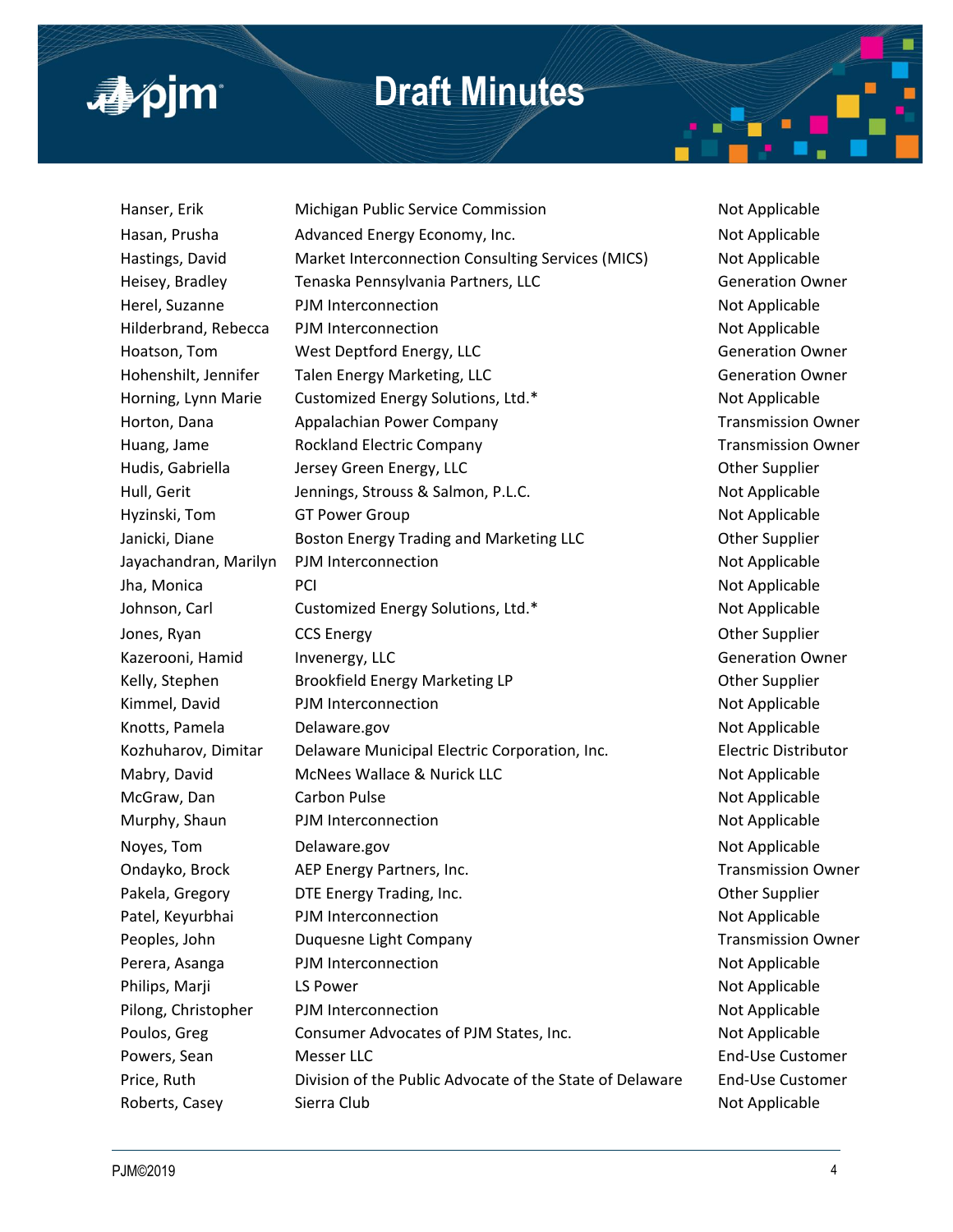| | | |
|---|---|---|
| Hanser, Erik | Michigan Public Service Commission | Not Applicable |
| Hasan, Prusha | Advanced Energy Economy, Inc. | Not Applicable |
| Hastings, David | Market Interconnection Consulting Services (MICS) | Not Applicable |
| Heisey, Bradley | Tenaska Pennsylvania Partners, LLC | Generation Owner |
| Herel, Suzanne | PJM Interconnection | Not Applicable |
| Hilderbrand, Rebecca | PJM Interconnection | Not Applicable |
| Hoatson, Tom | West Deptford Energy, LLC | Generation Owner |
| Hohenshilt, Jennifer | Talen Energy Marketing, LLC | Generation Owner |
| Horning, Lynn Marie | Customized Energy Solutions, Ltd.* | Not Applicable |
| Horton, Dana | Appalachian Power Company | Transmission Owner |
| Huang, Jame | Rockland Electric Company | Transmission Owner |
| Hudis, Gabriella | Jersey Green Energy, LLC | Other Supplier |
| Hull, Gerit | Jennings, Strouss & Salmon, P.L.C. | Not Applicable |
| Hyzinski, Tom | GT Power Group | Not Applicable |
| Janicki, Diane | Boston Energy Trading and Marketing LLC | Other Supplier |
| Jayachandran, Marilyn | PJM Interconnection | Not Applicable |
| Jha, Monica | PCI | Not Applicable |
| Johnson, Carl | Customized Energy Solutions, Ltd.* | Not Applicable |
| Jones, Ryan | CCS Energy | Other Supplier |
| Kazerooni, Hamid | Invenergy, LLC | Generation Owner |
| Kelly, Stephen | Brookfield Energy Marketing LP | Other Supplier |
| Kimmel, David | PJM Interconnection | Not Applicable |
| Knotts, Pamela | Delaware.gov | Not Applicable |
| Kozhuharov, Dimitar | Delaware Municipal Electric Corporation, Inc. | Electric Distributor |
| Mabry, David | McNees Wallace & Nurick LLC | Not Applicable |
| McGraw, Dan | Carbon Pulse | Not Applicable |
| Murphy, Shaun | PJM Interconnection | Not Applicable |
| Noyes, Tom | Delaware.gov | Not Applicable |
| Ondayko, Brock | AEP Energy Partners, Inc. | Transmission Owner |
| Pakela, Gregory | DTE Energy Trading, Inc. | Other Supplier |
| Patel, Keyurbhai | PJM Interconnection | Not Applicable |
| Peoples, John | Duquesne Light Company | Transmission Owner |
| Perera, Asanga | PJM Interconnection | Not Applicable |
| Philips, Marji | LS Power | Not Applicable |
| Pilong, Christopher | PJM Interconnection | Not Applicable |
| Poulos, Greg | Consumer Advocates of PJM States, Inc. | Not Applicable |
| Powers, Sean | Messer LLC | End-Use Customer |
| Price, Ruth | Division of the Public Advocate of the State of Delaware | End-Use Customer |
| Roberts, Casey | Sierra Club | Not Applicable |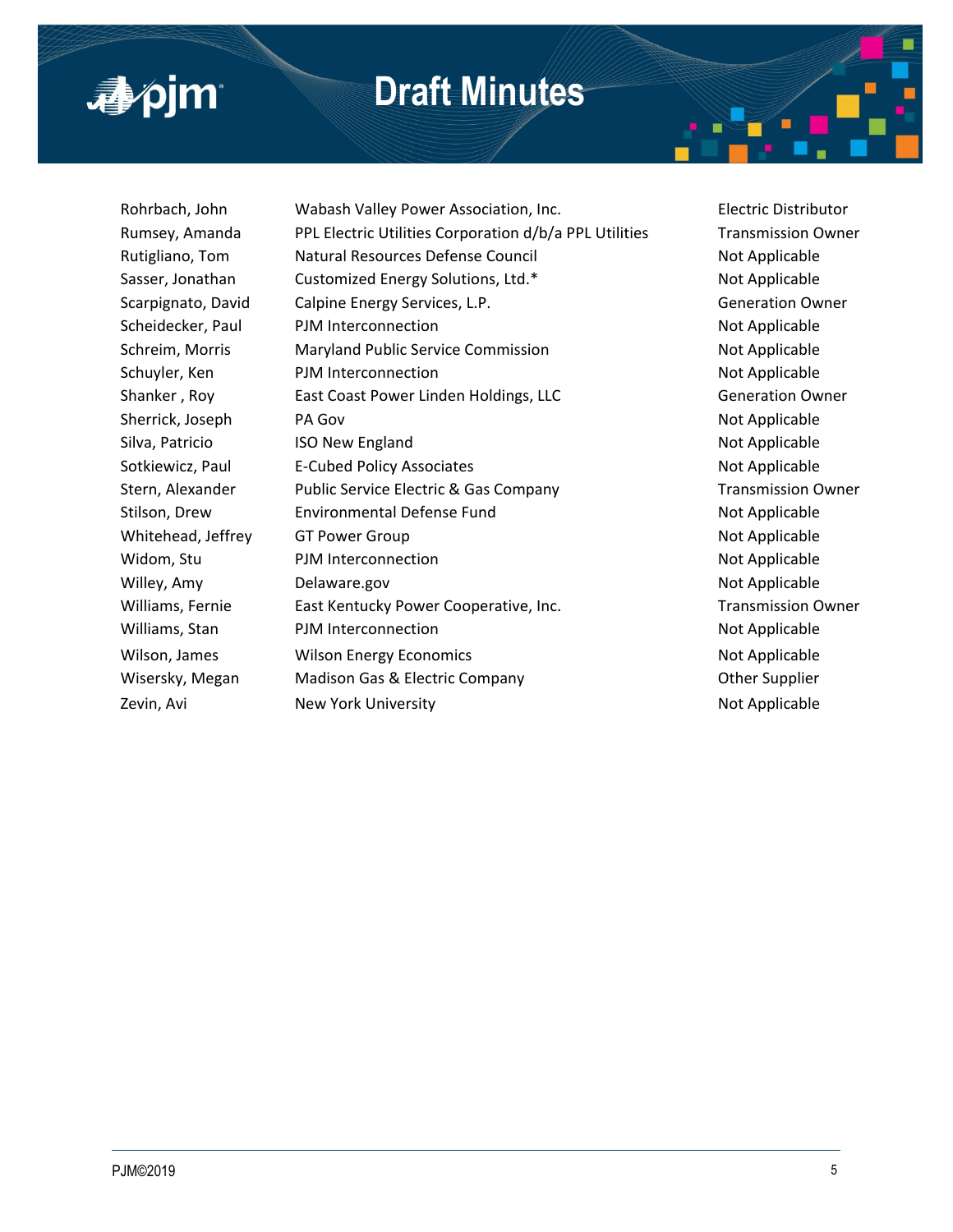| | | |
|---|---|---|
| Rohrbach, John | Wabash Valley Power Association, Inc. | Electric Distributor |
| Rumsey, Amanda | PPL Electric Utilities Corporation d/b/a PPL Utilities | Transmission Owner |
| Rutigliano, Tom | Natural Resources Defense Council | Not Applicable |
| Sasser, Jonathan | Customized Energy Solutions, Ltd.* | Not Applicable |
| Scarpignato, David | Calpine Energy Services, L.P. | Generation Owner |
| Scheidecker, Paul | PJM Interconnection | Not Applicable |
| Schreim, Morris | Maryland Public Service Commission | Not Applicable |
| Schuyler, Ken | PJM Interconnection | Not Applicable |
| Shanker , Roy | East Coast Power Linden Holdings, LLC | Generation Owner |
| Sherrick, Joseph | PA Gov | Not Applicable |
| Silva, Patricio | ISO New England | Not Applicable |
| Sotkiewicz, Paul | E-Cubed Policy Associates | Not Applicable |
| Stern, Alexander | Public Service Electric & Gas Company | Transmission Owner |
| Stilson, Drew | Environmental Defense Fund | Not Applicable |
| Whitehead, Jeffrey | GT Power Group | Not Applicable |
| Widom, Stu | PJM Interconnection | Not Applicable |
| Willey, Amy | Delaware.gov | Not Applicable |
| Williams, Fernie | East Kentucky Power Cooperative, Inc. | Transmission Owner |
| Williams, Stan | PJM Interconnection | Not Applicable |
| Wilson, James | Wilson Energy Economics | Not Applicable |
| Wisersky, Megan | Madison Gas & Electric Company | Other Supplier |
| Zevin, Avi | New York University | Not Applicable |